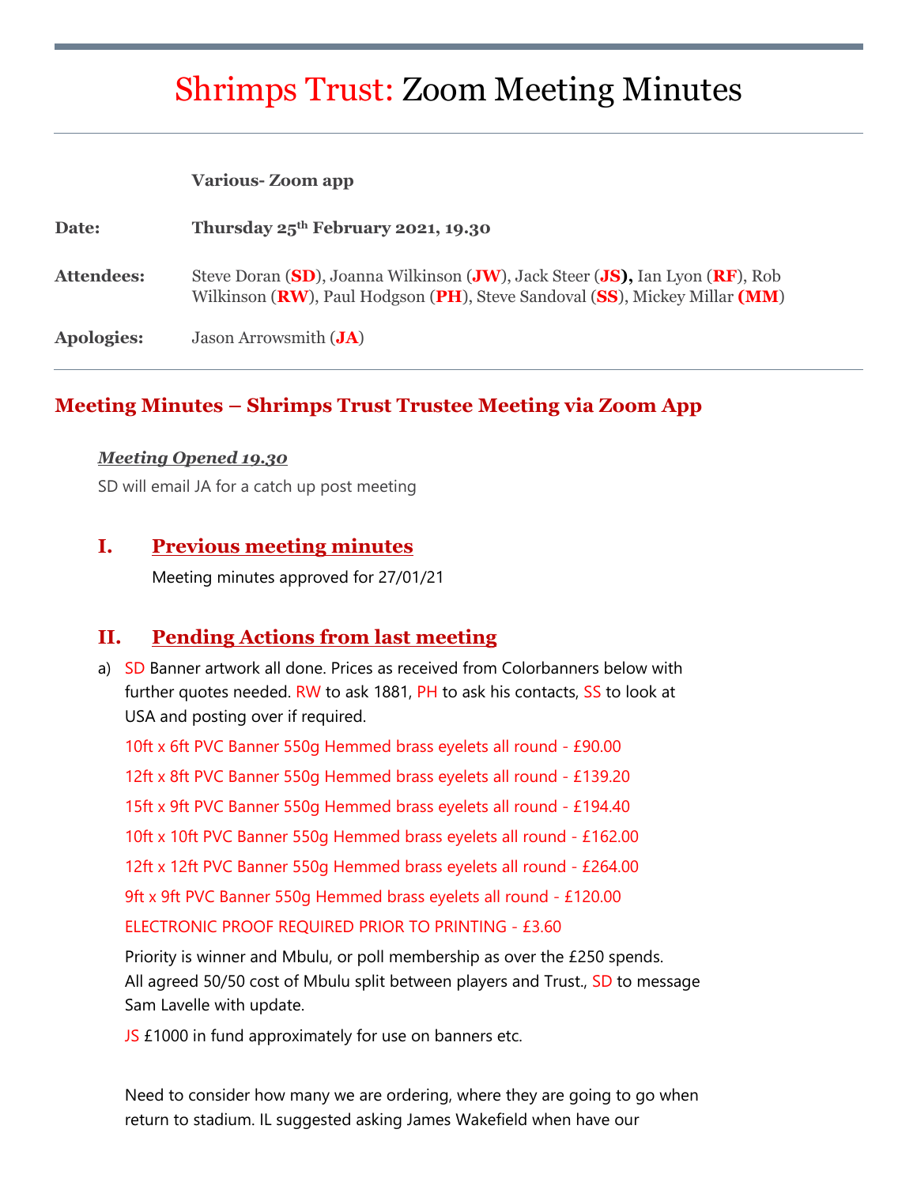# Shrimps Trust: Zoom Meeting Minutes

| | |
|---|---|
| | **Various- Zoom app** |
| **Date:** | **Thursday 25th February 2021, 19.30** |
| **Attendees:** | Steve Doran (**SD**), Joanna Wilkinson (**JW**), Jack Steer (**JS**), Ian Lyon (**RF**), Rob Wilkinson (**RW**), Paul Hodgson (**PH**), Steve Sandoval (**SS**), Mickey Millar (**MM**) |
| **Apologies:** | Jason Arrowsmith (**JA**) |

## Meeting Minutes – Shrimps Trust Trustee Meeting via Zoom App

***Meeting Opened 19.30***

SD will email JA for a catch up post meeting

### I. Previous meeting minutes

Meeting minutes approved for 27/01/21

### II. Pending Actions from last meeting

a) SD Banner artwork all done. Prices as received from Colorbanners below with further quotes needed. RW to ask 1881, PH to ask his contacts, SS to look at USA and posting over if required.

10ft x 6ft PVC Banner 550g Hemmed brass eyelets all round - £90.00

12ft x 8ft PVC Banner 550g Hemmed brass eyelets all round - £139.20

15ft x 9ft PVC Banner 550g Hemmed brass eyelets all round - £194.40

10ft x 10ft PVC Banner 550g Hemmed brass eyelets all round - £162.00

12ft x 12ft PVC Banner 550g Hemmed brass eyelets all round - £264.00

9ft x 9ft PVC Banner 550g Hemmed brass eyelets all round - £120.00

ELECTRONIC PROOF REQUIRED PRIOR TO PRINTING - £3.60

Priority is winner and Mbulu, or poll membership as over the £250 spends. All agreed 50/50 cost of Mbulu split between players and Trust., SD to message Sam Lavelle with update.

JS £1000 in fund approximately for use on banners etc.

Need to consider how many we are ordering, where they are going to go when return to stadium. IL suggested asking James Wakefield when have our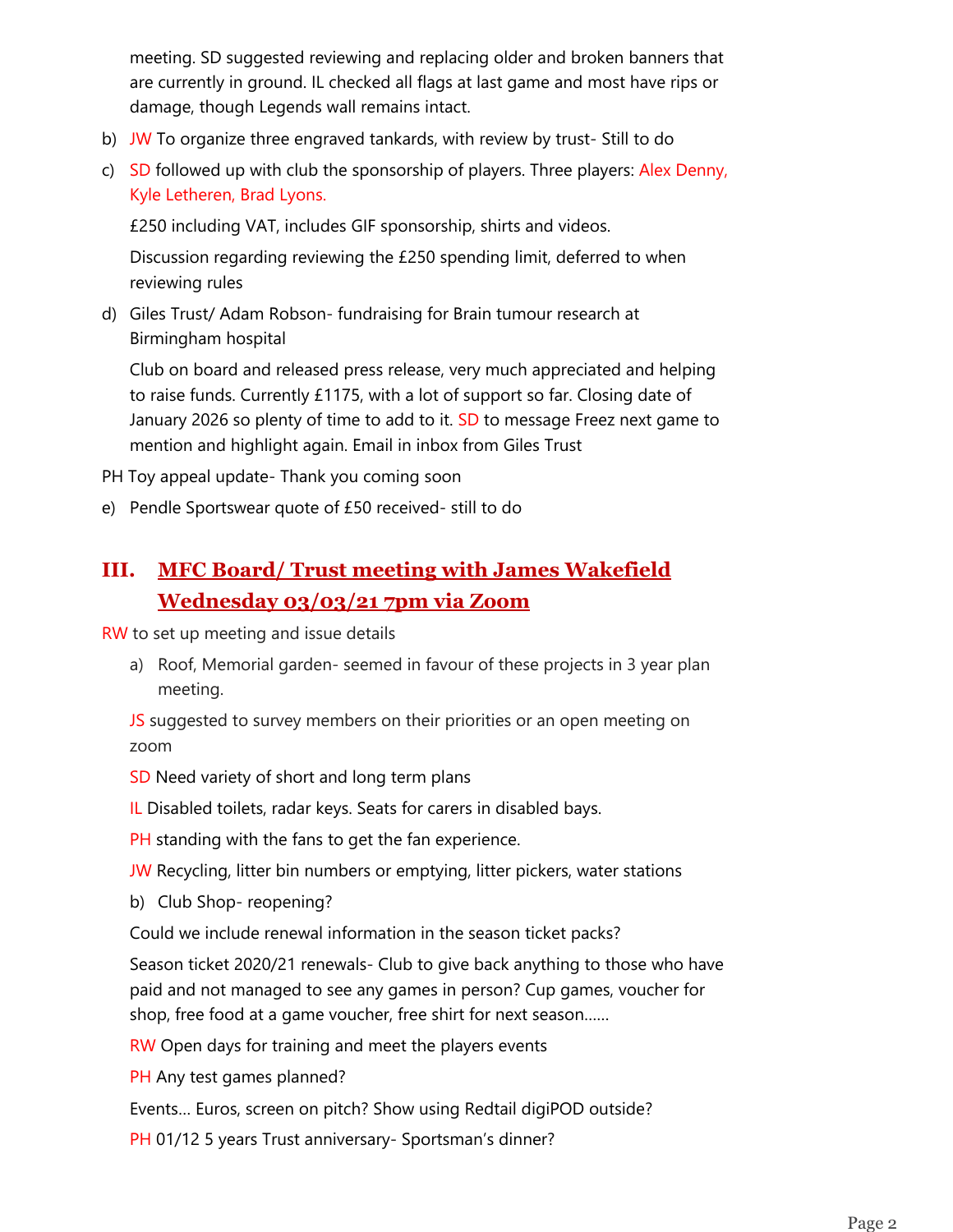meeting. SD suggested reviewing and replacing older and broken banners that are currently in ground. IL checked all flags at last game and most have rips or damage, though Legends wall remains intact.

b) JW To organize three engraved tankards, with review by trust- Still to do

c) SD followed up with club the sponsorship of players. Three players: Alex Denny, Kyle Letheren, Brad Lyons.

   £250 including VAT, includes GIF sponsorship, shirts and videos.

   Discussion regarding reviewing the £250 spending limit, deferred to when reviewing rules

d) Giles Trust/ Adam Robson- fundraising for Brain tumour research at Birmingham hospital

   Club on board and released press release, very much appreciated and helping to raise funds. Currently £1175, with a lot of support so far. Closing date of January 2026 so plenty of time to add to it. SD to message Freez next game to mention and highlight again. Email in inbox from Giles Trust

PH Toy appeal update- Thank you coming soon

e) Pendle Sportswear quote of £50 received- still to do

## III. MFC Board/ Trust meeting with James Wakefield Wednesday 03/03/21 7pm via Zoom

RW to set up meeting and issue details

a) Roof, Memorial garden- seemed in favour of these projects in 3 year plan meeting.

   JS suggested to survey members on their priorities or an open meeting on zoom

   SD Need variety of short and long term plans

   IL Disabled toilets, radar keys. Seats for carers in disabled bays.

   PH standing with the fans to get the fan experience.

   JW Recycling, litter bin numbers or emptying, litter pickers, water stations

b) Club Shop- reopening?

   Could we include renewal information in the season ticket packs?

   Season ticket 2020/21 renewals- Club to give back anything to those who have paid and not managed to see any games in person? Cup games, voucher for shop, free food at a game voucher, free shirt for next season……

   RW Open days for training and meet the players events

   PH Any test games planned?

   Events… Euros, screen on pitch? Show using Redtail digiPOD outside?

   PH 01/12 5 years Trust anniversary- Sportsman's dinner?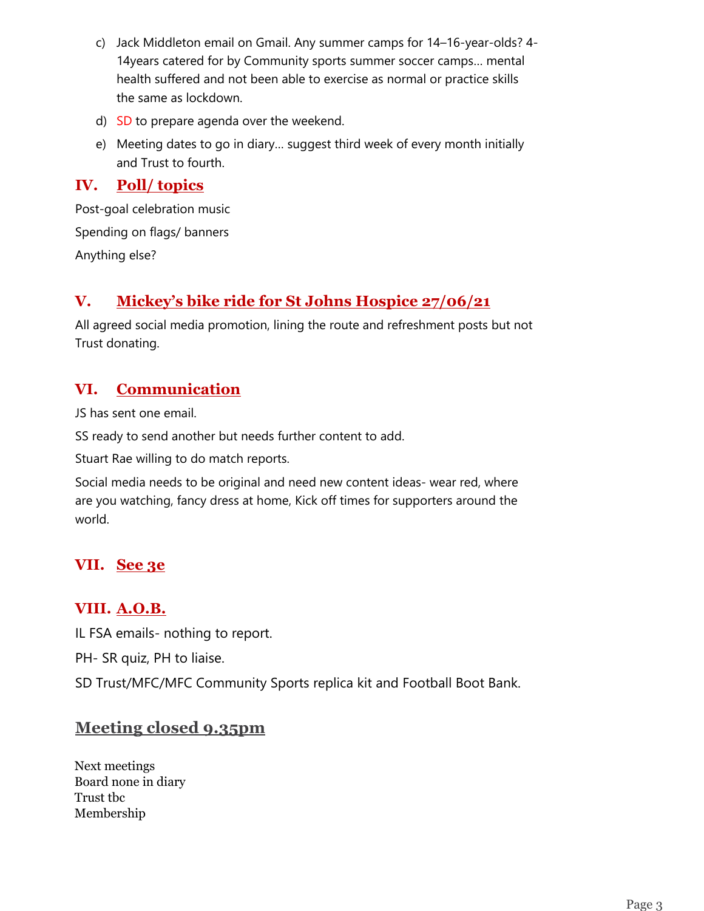c) Jack Middleton email on Gmail. Any summer camps for 14–16-year-olds? 4-14years catered for by Community sports summer soccer camps… mental health suffered and not been able to exercise as normal or practice skills the same as lockdown.

d) SD to prepare agenda over the weekend.

e) Meeting dates to go in diary… suggest third week of every month initially and Trust to fourth.

## IV. Poll/ topics

Post-goal celebration music

Spending on flags/ banners

Anything else?

## V. Mickey's bike ride for St Johns Hospice 27/06/21

All agreed social media promotion, lining the route and refreshment posts but not Trust donating.

## VI. Communication

JS has sent one email.

SS ready to send another but needs further content to add.

Stuart Rae willing to do match reports.

Social media needs to be original and need new content ideas- wear red, where are you watching, fancy dress at home, Kick off times for supporters around the world.

## VII. See 3e

## VIII. A.O.B.

IL FSA emails- nothing to report.

PH- SR quiz, PH to liaise.

SD Trust/MFC/MFC Community Sports replica kit and Football Boot Bank.

## Meeting closed 9.35pm

Next meetings
Board none in diary
Trust tbc
Membership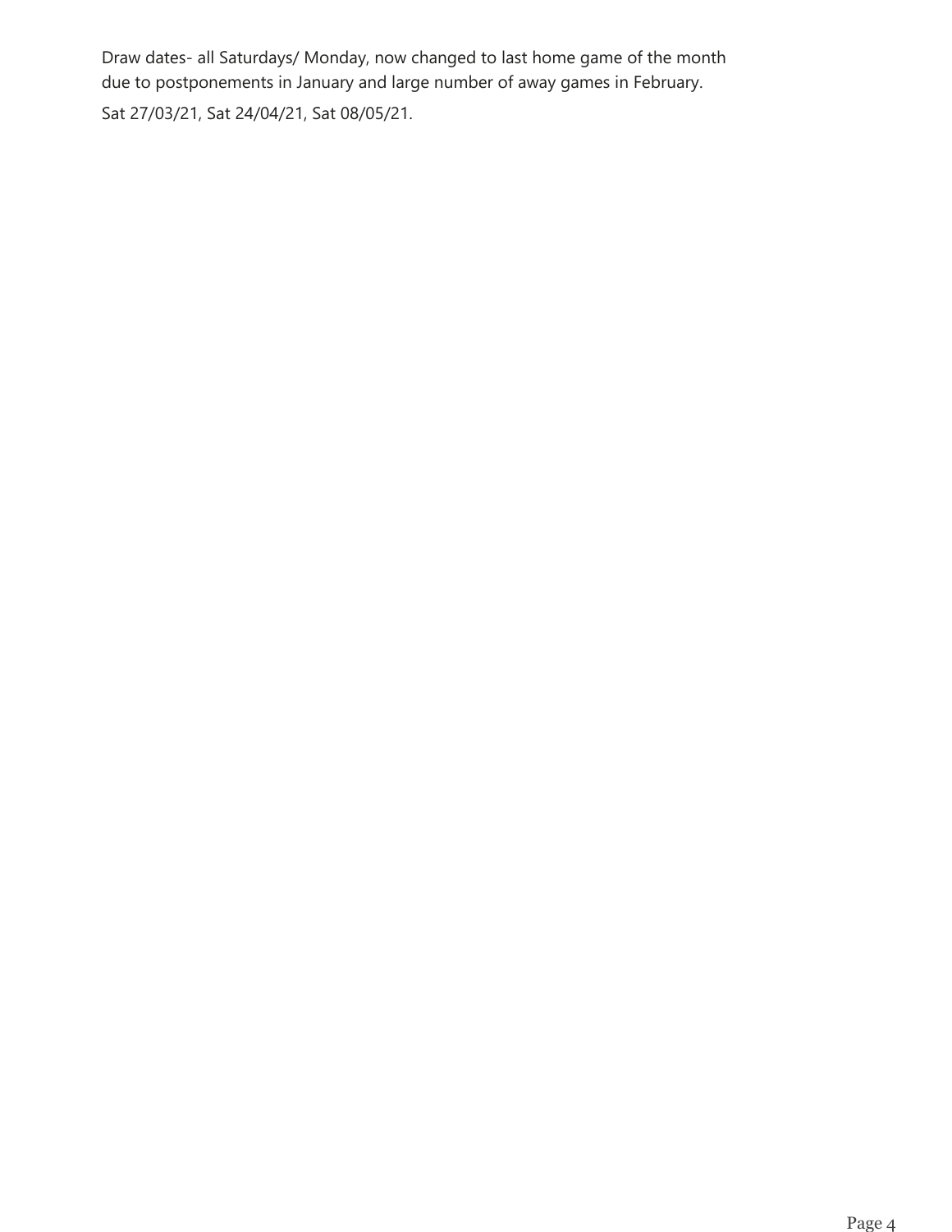Draw dates- all Saturdays/ Monday, now changed to last home game of the month due to postponements in January and large number of away games in February.

Sat 27/03/21, Sat 24/04/21, Sat 08/05/21.